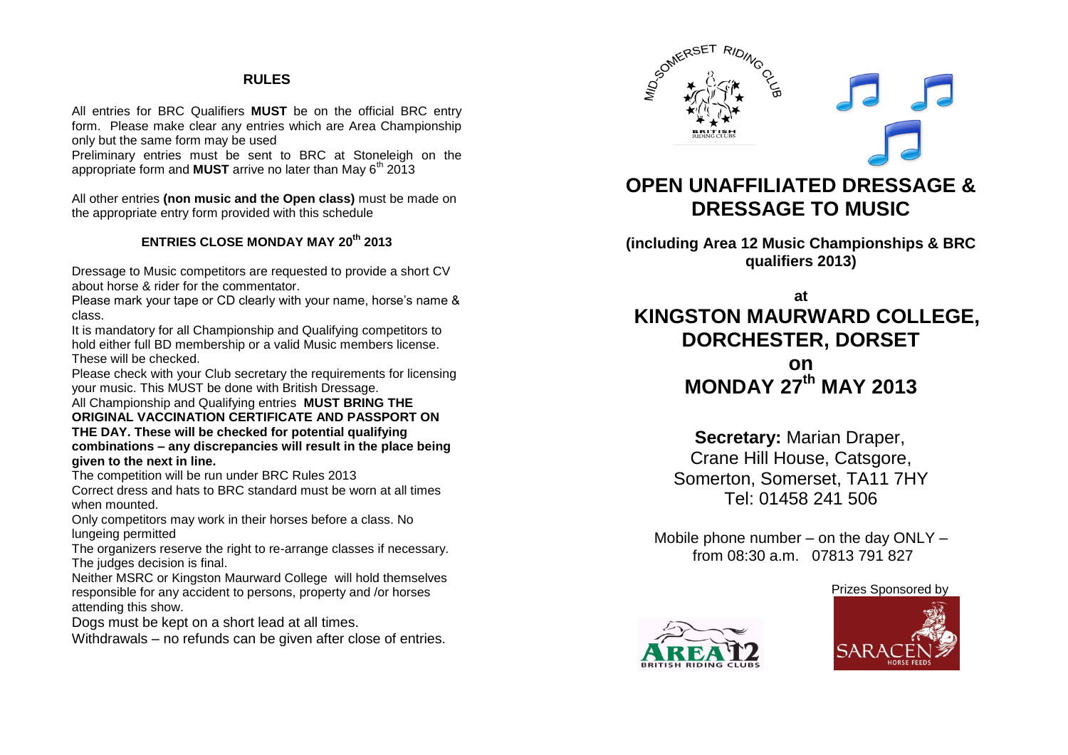## RULES

All entries for BRC Qualifiers **MUST** be on the official BRC entry form. Please make clear any entries which are Area Championship only but the same form may be used

Preliminary entries must be sent to BRC at Stoneleigh on the appropriate form and **MUST** arrive no later than May 6th 2013

All other entries **(non music and the Open class)** must be made on the appropriate entry form provided with this schedule

### ENTRIES CLOSE MONDAY MAY 20th 2013

Dressage to Music competitors are requested to provide a short CV about horse & rider for the commentator.

Please mark your tape or CD clearly with your name, horse's name & class.

It is mandatory for all Championship and Qualifying competitors to hold either full BD membership or a valid Music members license. These will be checked.

Please check with your Club secretary the requirements for licensing your music. This MUST be done with British Dressage.

All Championship and Qualifying entries **MUST BRING THE ORIGINAL VACCINATION CERTIFICATE AND PASSPORT ON THE DAY. These will be checked for potential qualifying combinations – any discrepancies will result in the place being given to the next in line.**

The competition will be run under BRC Rules 2013

Correct dress and hats to BRC standard must be worn at all times when mounted.

Only competitors may work in their horses before a class. No lungeing permitted

The organizers reserve the right to re-arrange classes if necessary.

The judges decision is final.

Neither MSRC or Kingston Maurward College will hold themselves responsible for any accident to persons, property and /or horses attending this show.

Dogs must be kept on a short lead at all times.

Withdrawals – no refunds can be given after close of entries.

MID-SOMERSET RIDING CLUB

BRITISH RIDING CLUBS

# OPEN UNAFFILIATED DRESSAGE & DRESSAGE TO MUSIC

**(including Area 12 Music Championships & BRC qualifiers 2013)**

**at**

# KINGSTON MAURWARD COLLEGE, DORCHESTER, DORSET

**on**

# MONDAY 27th MAY 2013

**Secretary:** Marian Draper,
Crane Hill House, Catsgore,
Somerton, Somerset, TA11 7HY
Tel: 01458 241 506

Mobile phone number – on the day ONLY – from 08:30 a.m. 07813 791 827

Prizes Sponsored by

AREA 12 BRITISH RIDING CLUBS

SARACEN HORSE FEEDS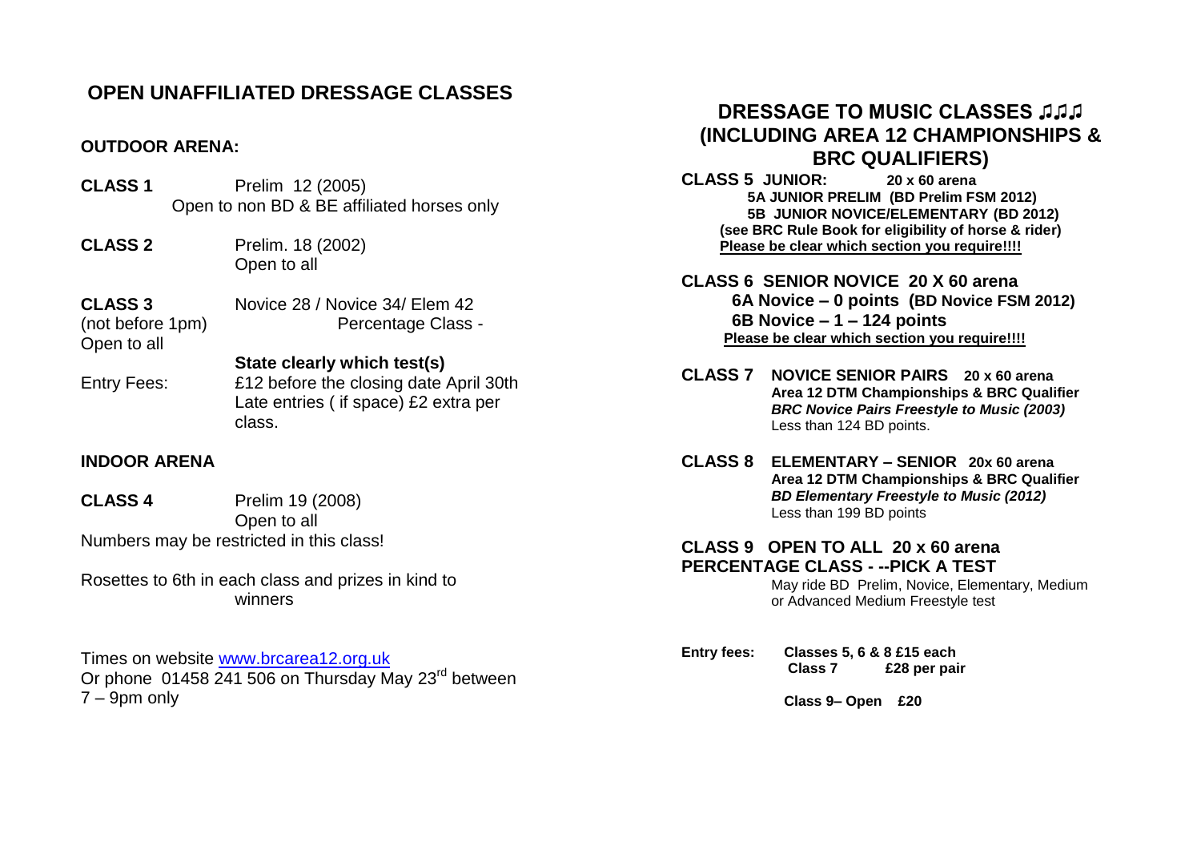## OPEN UNAFFILIATED DRESSAGE CLASSES

### OUTDOOR ARENA:

**CLASS 1** Prelim 12 (2005)
Open to non BD & BE affiliated horses only

**CLASS 2** Prelim. 18 (2002)
Open to all

**CLASS 3** Novice 28 / Novice 34/ Elem 42
(not before 1pm) Percentage Class -
Open to all

**State clearly which test(s)**

Entry Fees: £12 before the closing date April 30th
Late entries ( if space) £2 extra per class.

### INDOOR ARENA

**CLASS 4** Prelim 19 (2008)
Open to all

Numbers may be restricted in this class!

Rosettes to 6th in each class and prizes in kind to winners

Times on website [www.brcarea12.org.uk](http://www.brcarea12.org.uk)
Or phone 01458 241 506 on Thursday May 23rd between 7 – 9pm only

## DRESSAGE TO MUSIC CLASSES ♫♫♫ (INCLUDING AREA 12 CHAMPIONSHIPS & BRC QUALIFIERS)

**CLASS 5 JUNIOR: 20 x 60 arena**
**5A JUNIOR PRELIM (BD Prelim FSM 2012)**
**5B JUNIOR NOVICE/ELEMENTARY (BD 2012)**
**(see BRC Rule Book for eligibility of horse & rider)**
**Please be clear which section you require!!!!**

**CLASS 6 SENIOR NOVICE 20 X 60 arena**
**6A Novice – 0 points (BD Novice FSM 2012)**
**6B Novice – 1 – 124 points**
**Please be clear which section you require!!!!**

**CLASS 7 NOVICE SENIOR PAIRS 20 x 60 arena**
**Area 12 DTM Championships & BRC Qualifier**
***BRC Novice Pairs Freestyle to Music (2003)***
Less than 124 BD points.

**CLASS 8 ELEMENTARY – SENIOR 20x 60 arena**
**Area 12 DTM Championships & BRC Qualifier**
***BD Elementary Freestyle to Music (2012)***
Less than 199 BD points

**CLASS 9 OPEN TO ALL 20 x 60 arena**
**PERCENTAGE CLASS - --PICK A TEST**
May ride BD Prelim, Novice, Elementary, Medium or Advanced Medium Freestyle test

**Entry fees:** **Classes 5, 6 & 8 £15 each**
**Class 7 £28 per pair**

**Class 9– Open £20**